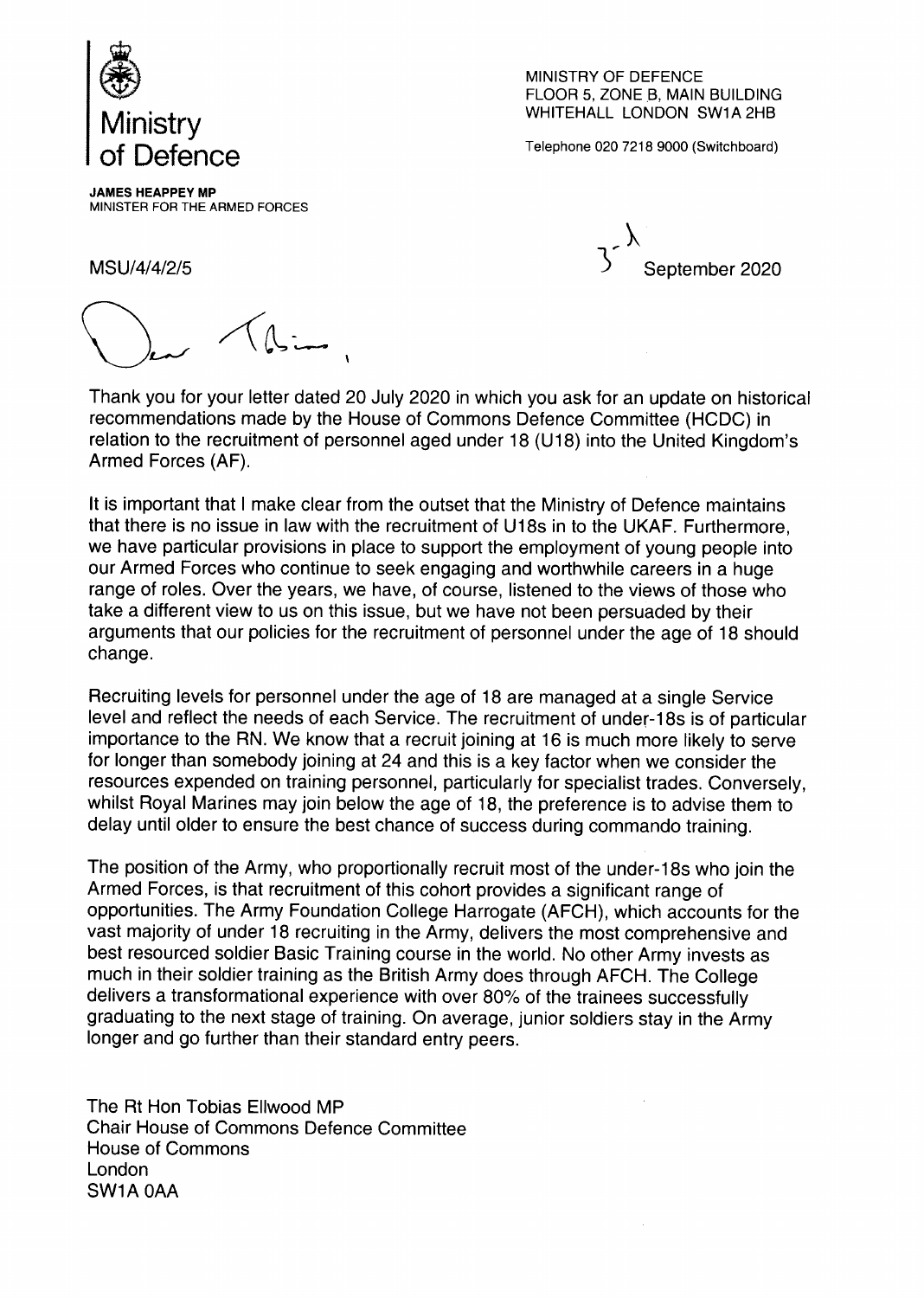Ministry of Defence

**JAMES HEAPPEY MP**
MINISTER FOR THE ARMED FORCES

MINISTRY OF DEFENCE
FLOOR 5, ZONE B, MAIN BUILDING
WHITEHALL LONDON SW1A 2HB

Telephone 020 7218 9000 (Switchboard)

MSU/4/4/2/5

3rd September 2020

Dear Tobias,

Thank you for your letter dated 20 July 2020 in which you ask for an update on historical recommendations made by the House of Commons Defence Committee (HCDC) in relation to the recruitment of personnel aged under 18 (U18) into the United Kingdom's Armed Forces (AF).

It is important that I make clear from the outset that the Ministry of Defence maintains that there is no issue in law with the recruitment of U18s in to the UKAF. Furthermore, we have particular provisions in place to support the employment of young people into our Armed Forces who continue to seek engaging and worthwhile careers in a huge range of roles. Over the years, we have, of course, listened to the views of those who take a different view to us on this issue, but we have not been persuaded by their arguments that our policies for the recruitment of personnel under the age of 18 should change.

Recruiting levels for personnel under the age of 18 are managed at a single Service level and reflect the needs of each Service. The recruitment of under-18s is of particular importance to the RN. We know that a recruit joining at 16 is much more likely to serve for longer than somebody joining at 24 and this is a key factor when we consider the resources expended on training personnel, particularly for specialist trades. Conversely, whilst Royal Marines may join below the age of 18, the preference is to advise them to delay until older to ensure the best chance of success during commando training.

The position of the Army, who proportionally recruit most of the under-18s who join the Armed Forces, is that recruitment of this cohort provides a significant range of opportunities. The Army Foundation College Harrogate (AFCH), which accounts for the vast majority of under 18 recruiting in the Army, delivers the most comprehensive and best resourced soldier Basic Training course in the world. No other Army invests as much in their soldier training as the British Army does through AFCH. The College delivers a transformational experience with over 80% of the trainees successfully graduating to the next stage of training. On average, junior soldiers stay in the Army longer and go further than their standard entry peers.

The Rt Hon Tobias Ellwood MP
Chair House of Commons Defence Committee
House of Commons
London
SW1A 0AA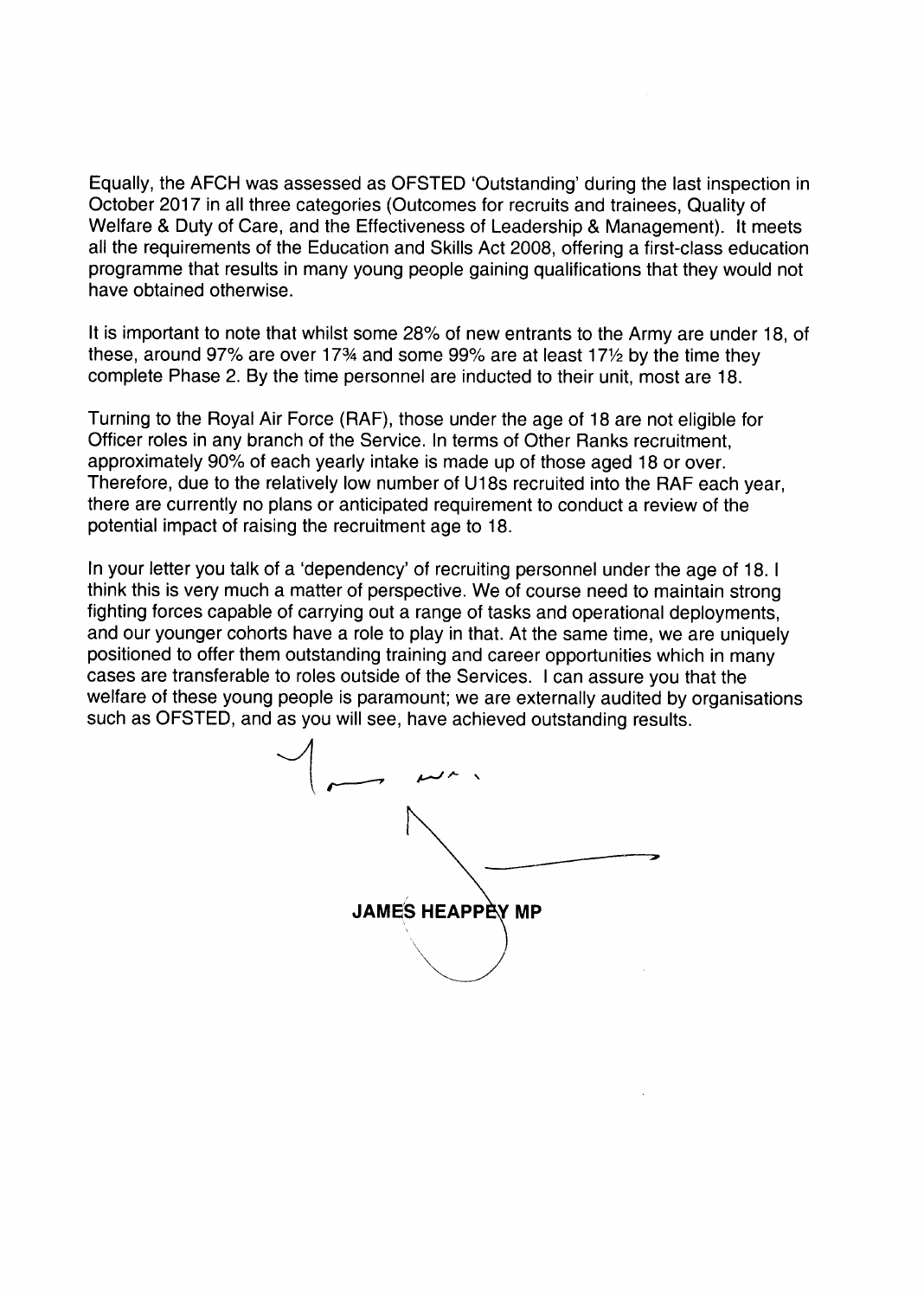Equally, the AFCH was assessed as OFSTED 'Outstanding' during the last inspection in October 2017 in all three categories (Outcomes for recruits and trainees, Quality of Welfare & Duty of Care, and the Effectiveness of Leadership & Management). It meets all the requirements of the Education and Skills Act 2008, offering a first-class education programme that results in many young people gaining qualifications that they would not have obtained otherwise.

It is important to note that whilst some 28% of new entrants to the Army are under 18, of these, around 97% are over 17¾ and some 99% are at least 17½ by the time they complete Phase 2. By the time personnel are inducted to their unit, most are 18.

Turning to the Royal Air Force (RAF), those under the age of 18 are not eligible for Officer roles in any branch of the Service. In terms of Other Ranks recruitment, approximately 90% of each yearly intake is made up of those aged 18 or over. Therefore, due to the relatively low number of U18s recruited into the RAF each year, there are currently no plans or anticipated requirement to conduct a review of the potential impact of raising the recruitment age to 18.

In your letter you talk of a 'dependency' of recruiting personnel under the age of 18. I think this is very much a matter of perspective. We of course need to maintain strong fighting forces capable of carrying out a range of tasks and operational deployments, and our younger cohorts have a role to play in that. At the same time, we are uniquely positioned to offer them outstanding training and career opportunities which in many cases are transferable to roles outside of the Services. I can assure you that the welfare of these young people is paramount; we are externally audited by organisations such as OFSTED, and as you will see, have achieved outstanding results.

**JAMES HEAPPEY MP**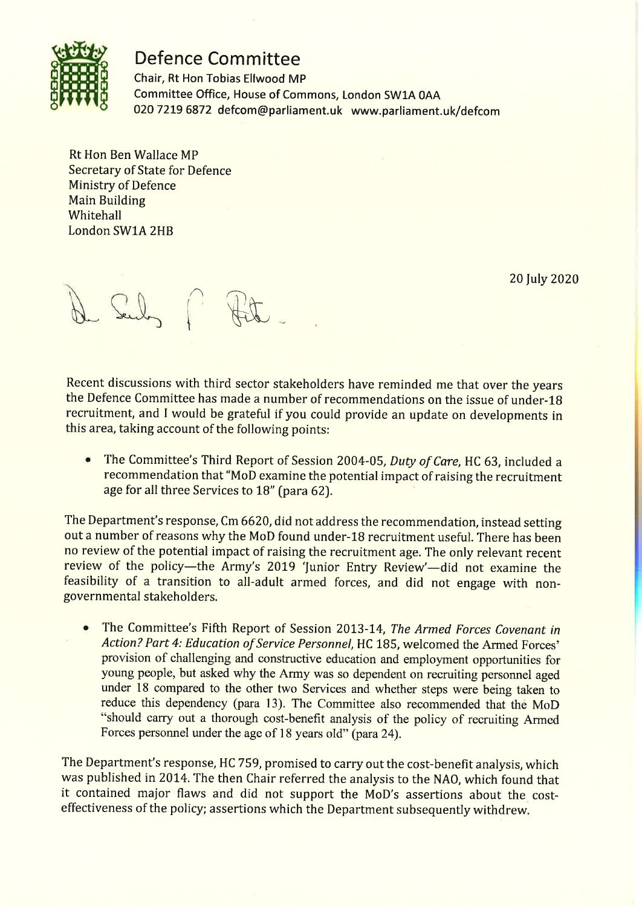# Defence Committee

Chair, Rt Hon Tobias Ellwood MP
Committee Office, House of Commons, London SW1A 0AA
020 7219 6872 defcom@parliament.uk www.parliament.uk/defcom

Rt Hon Ben Wallace MP
Secretary of State for Defence
Ministry of Defence
Main Building
Whitehall
London SW1A 2HB

20 July 2020

Dear Secretary of State,

Recent discussions with third sector stakeholders have reminded me that over the years the Defence Committee has made a number of recommendations on the issue of under-18 recruitment, and I would be grateful if you could provide an update on developments in this area, taking account of the following points:

- The Committee's Third Report of Session 2004-05, *Duty of Care*, HC 63, included a recommendation that "MoD examine the potential impact of raising the recruitment age for all three Services to 18" (para 62).

The Department's response, Cm 6620, did not address the recommendation, instead setting out a number of reasons why the MoD found under-18 recruitment useful. There has been no review of the potential impact of raising the recruitment age. The only relevant recent review of the policy—the Army's 2019 'Junior Entry Review'—did not examine the feasibility of a transition to all-adult armed forces, and did not engage with non-governmental stakeholders.

- The Committee's Fifth Report of Session 2013-14, *The Armed Forces Covenant in Action? Part 4: Education of Service Personnel*, HC 185, welcomed the Armed Forces' provision of challenging and constructive education and employment opportunities for young people, but asked why the Army was so dependent on recruiting personnel aged under 18 compared to the other two Services and whether steps were being taken to reduce this dependency (para 13). The Committee also recommended that the MoD "should carry out a thorough cost-benefit analysis of the policy of recruiting Armed Forces personnel under the age of 18 years old" (para 24).

The Department's response, HC 759, promised to carry out the cost-benefit analysis, which was published in 2014. The then Chair referred the analysis to the NAO, which found that it contained major flaws and did not support the MoD's assertions about the cost-effectiveness of the policy; assertions which the Department subsequently withdrew.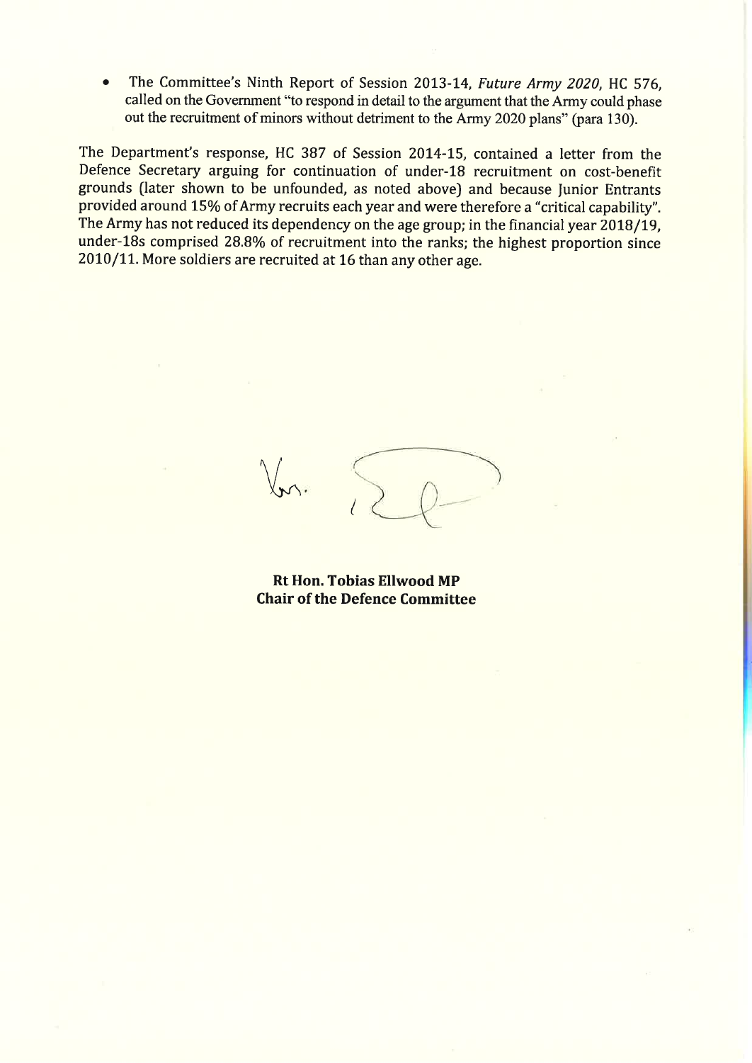- The Committee's Ninth Report of Session 2013-14, *Future Army 2020*, HC 576, called on the Government "to respond in detail to the argument that the Army could phase out the recruitment of minors without detriment to the Army 2020 plans" (para 130).

The Department's response, HC 387 of Session 2014-15, contained a letter from the Defence Secretary arguing for continuation of under-18 recruitment on cost-benefit grounds (later shown to be unfounded, as noted above) and because Junior Entrants provided around 15% of Army recruits each year and were therefore a "critical capability". The Army has not reduced its dependency on the age group; in the financial year 2018/19, under-18s comprised 28.8% of recruitment into the ranks; the highest proportion since 2010/11. More soldiers are recruited at 16 than any other age.

Yrs.

**Rt Hon. Tobias Ellwood MP**
**Chair of the Defence Committee**